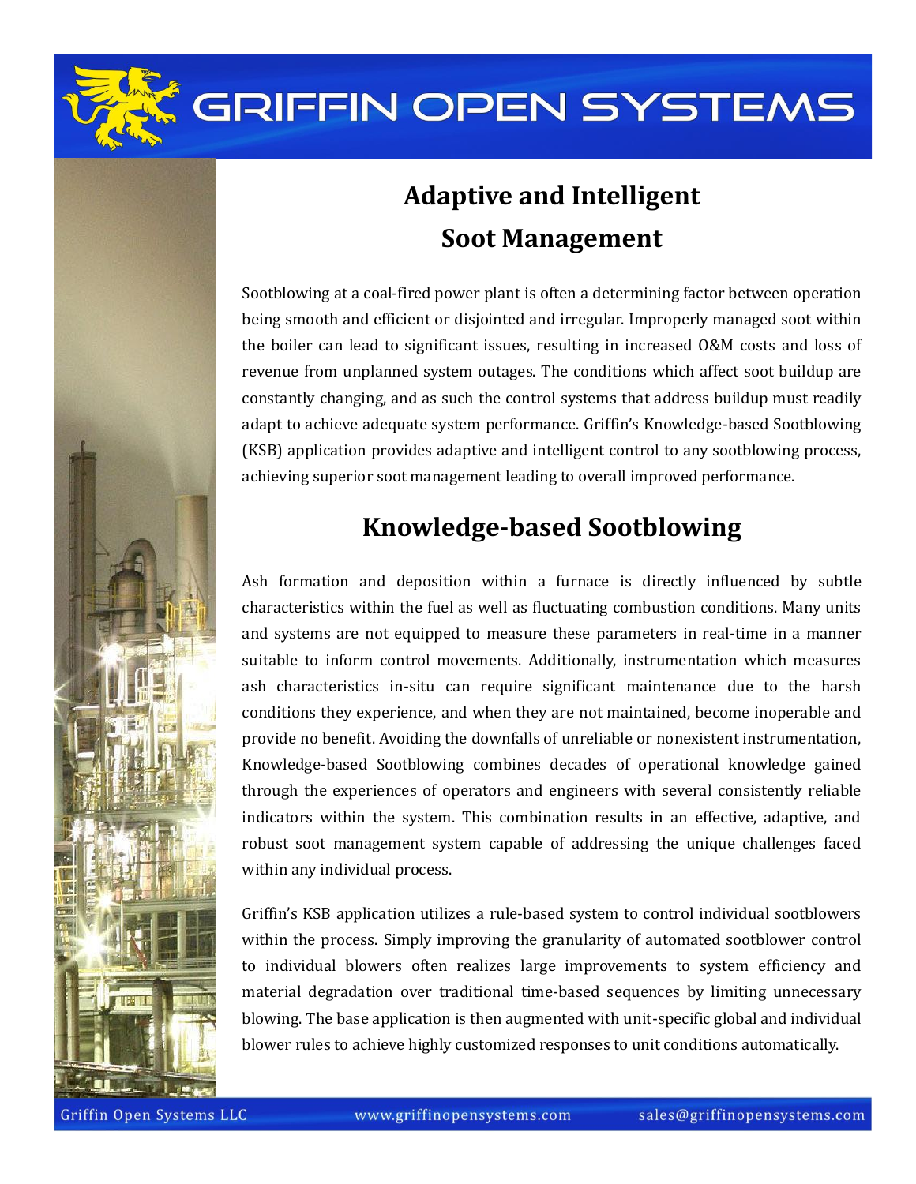# Adaptive and Intelligent Soot Management

Sootblowing at a coal-fired power plant is often a determining factor between operation being smooth and efficient or disjointed and irregular. Improperly managed soot within the boiler can lead to significant issues, resulting in increased O&M costs and loss of revenue from unplanned system outages. The conditions which affect soot buildup are constantly changing, and as such the control systems that address buildup must readily adapt to achieve adequate system performance. Griffin's Knowledge-based Sootblowing (KSB) application provides adaptive and intelligent control to any sootblowing process, achieving superior soot management leading to overall improved performance.

## Knowledge-based Sootblowing

Ash formation and deposition within a furnace is directly influenced by subtle characteristics within the fuel as well as fluctuating combustion conditions. Many units and systems are not equipped to measure these parameters in real-time in a manner suitable to inform control movements. Additionally, instrumentation which measures ash characteristics in-situ can require significant maintenance due to the harsh conditions they experience, and when they are not maintained, become inoperable and provide no benefit. Avoiding the downfalls of unreliable or nonexistent instrumentation, Knowledge-based Sootblowing combines decades of operational knowledge gained through the experiences of operators and engineers with several consistently reliable indicators within the system. This combination results in an effective, adaptive, and robust soot management system capable of addressing the unique challenges faced within any individual process.

Griffin's KSB application utilizes a rule-based system to control individual sootblowers within the process. Simply improving the granularity of automated sootblower control to individual blowers often realizes large improvements to system efficiency and material degradation over traditional time-based sequences by limiting unnecessary blowing. The base application is then augmented with unit-specific global and individual blower rules to achieve highly customized responses to unit conditions automatically.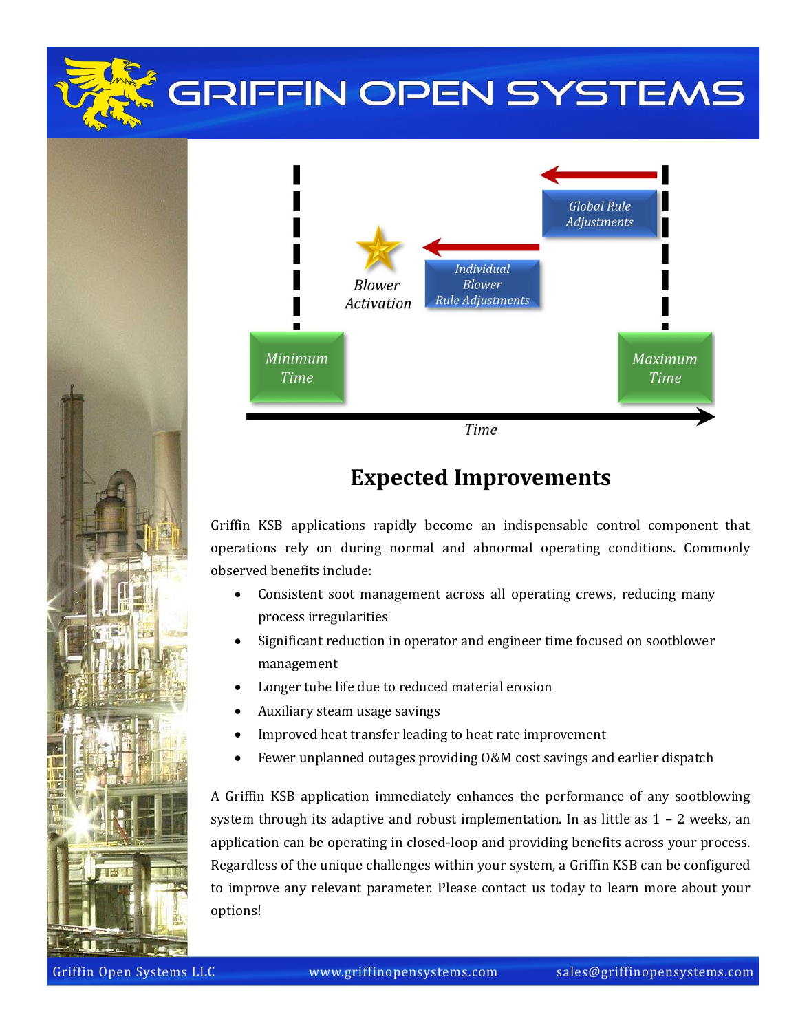Blower Activation

Individual Blower Rule Adjustments

Global Rule Adjustments

Minimum Time

Maximum Time

Time

## Expected Improvements

Griffin KSB applications rapidly become an indispensable control component that operations rely on during normal and abnormal operating conditions. Commonly observed benefits include:

- Consistent soot management across all operating crews, reducing many process irregularities
- Significant reduction in operator and engineer time focused on sootblower management
- Longer tube life due to reduced material erosion
- Auxiliary steam usage savings
- Improved heat transfer leading to heat rate improvement
- Fewer unplanned outages providing O&M cost savings and earlier dispatch

A Griffin KSB application immediately enhances the performance of any sootblowing system through its adaptive and robust implementation. In as little as 1 – 2 weeks, an application can be operating in closed-loop and providing benefits across your process. Regardless of the unique challenges within your system, a Griffin KSB can be configured to improve any relevant parameter. Please contact us today to learn more about your options!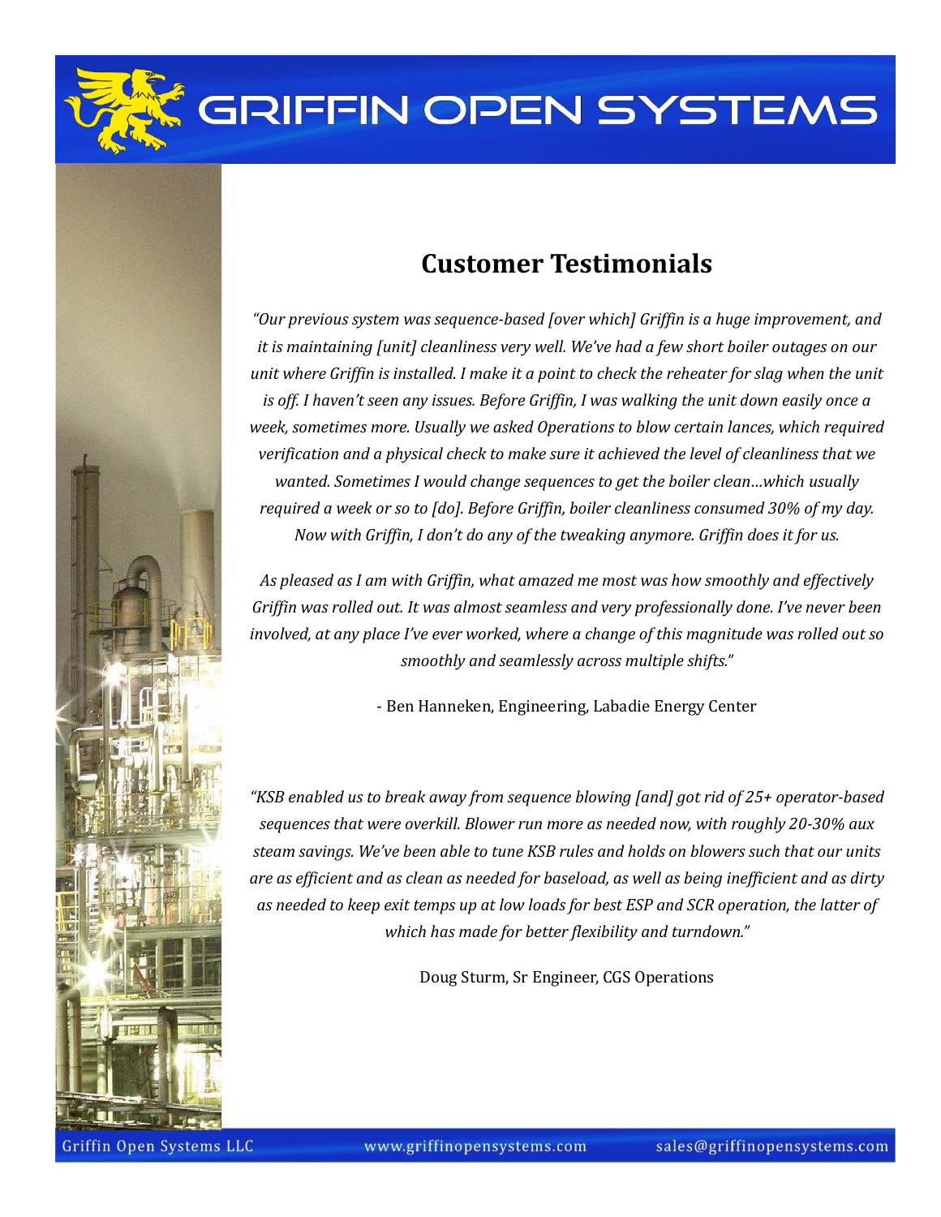# GRIFFIN OPEN SYSTEMS

## Customer Testimonials

*"Our previous system was sequence-based [over which] Griffin is a huge improvement, and it is maintaining [unit] cleanliness very well. We've had a few short boiler outages on our unit where Griffin is installed. I make it a point to check the reheater for slag when the unit is off. I haven't seen any issues. Before Griffin, I was walking the unit down easily once a week, sometimes more. Usually we asked Operations to blow certain lances, which required verification and a physical check to make sure it achieved the level of cleanliness that we wanted. Sometimes I would change sequences to get the boiler clean…which usually required a week or so to [do]. Before Griffin, boiler cleanliness consumed 30% of my day. Now with Griffin, I don't do any of the tweaking anymore. Griffin does it for us.*

*As pleased as I am with Griffin, what amazed me most was how smoothly and effectively Griffin was rolled out. It was almost seamless and very professionally done. I've never been involved, at any place I've ever worked, where a change of this magnitude was rolled out so smoothly and seamlessly across multiple shifts."*

- Ben Hanneken, Engineering, Labadie Energy Center

*"KSB enabled us to break away from sequence blowing [and] got rid of 25+ operator-based sequences that were overkill. Blower run more as needed now, with roughly 20-30% aux steam savings. We've been able to tune KSB rules and holds on blowers such that our units are as efficient and as clean as needed for baseload, as well as being inefficient and as dirty as needed to keep exit temps up at low loads for best ESP and SCR operation, the latter of which has made for better flexibility and turndown."*

Doug Sturm, Sr Engineer, CGS Operations

Griffin Open Systems LLC www.griffinopensystems.com sales@griffinopensystems.com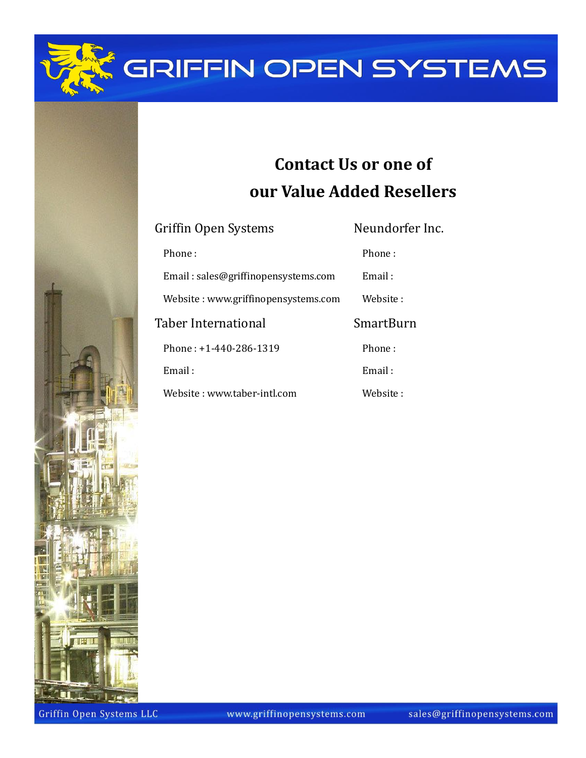# Contact Us or one of our Value Added Resellers

### Griffin Open Systems

Phone :

Email : sales@griffinopensystems.com

Website : www.griffinopensystems.com

### Taber International

Phone : +1-440-286-1319

Email :

Website : www.taber-intl.com

### Neundorfer Inc.

Phone :

Email :

Website :

### SmartBurn

Phone :

Email :

Website :